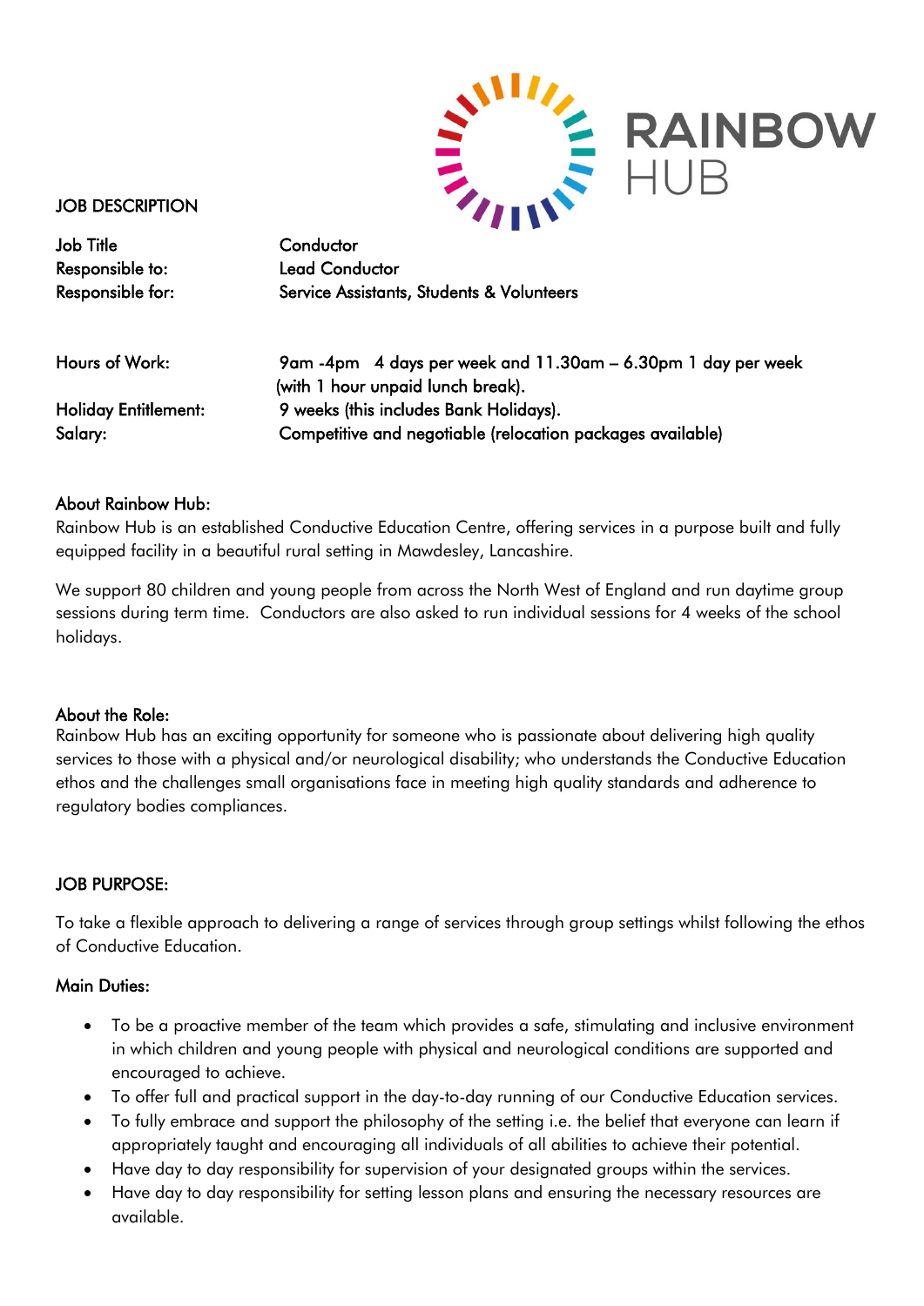RAINBOW HUB

# JOB DESCRIPTION

| | |
|---|---|
| Job Title | Conductor |
| Responsible to: | Lead Conductor |
| Responsible for: | Service Assistants, Students & Volunteers |
| | |
| Hours of Work: | 9am -4pm 4 days per week and 11.30am – 6.30pm 1 day per week (with 1 hour unpaid lunch break). |
| Holiday Entitlement: | 9 weeks (this includes Bank Holidays). |
| Salary: | Competitive and negotiable (relocation packages available) |

## About Rainbow Hub:

Rainbow Hub is an established Conductive Education Centre, offering services in a purpose built and fully equipped facility in a beautiful rural setting in Mawdesley, Lancashire.

We support 80 children and young people from across the North West of England and run daytime group sessions during term time. Conductors are also asked to run individual sessions for 4 weeks of the school holidays.

## About the Role:

Rainbow Hub has an exciting opportunity for someone who is passionate about delivering high quality services to those with a physical and/or neurological disability; who understands the Conductive Education ethos and the challenges small organisations face in meeting high quality standards and adherence to regulatory bodies compliances.

## JOB PURPOSE:

To take a flexible approach to delivering a range of services through group settings whilst following the ethos of Conductive Education.

## Main Duties:

- To be a proactive member of the team which provides a safe, stimulating and inclusive environment in which children and young people with physical and neurological conditions are supported and encouraged to achieve.
- To offer full and practical support in the day-to-day running of our Conductive Education services.
- To fully embrace and support the philosophy of the setting i.e. the belief that everyone can learn if appropriately taught and encouraging all individuals of all abilities to achieve their potential.
- Have day to day responsibility for supervision of your designated groups within the services.
- Have day to day responsibility for setting lesson plans and ensuring the necessary resources are available.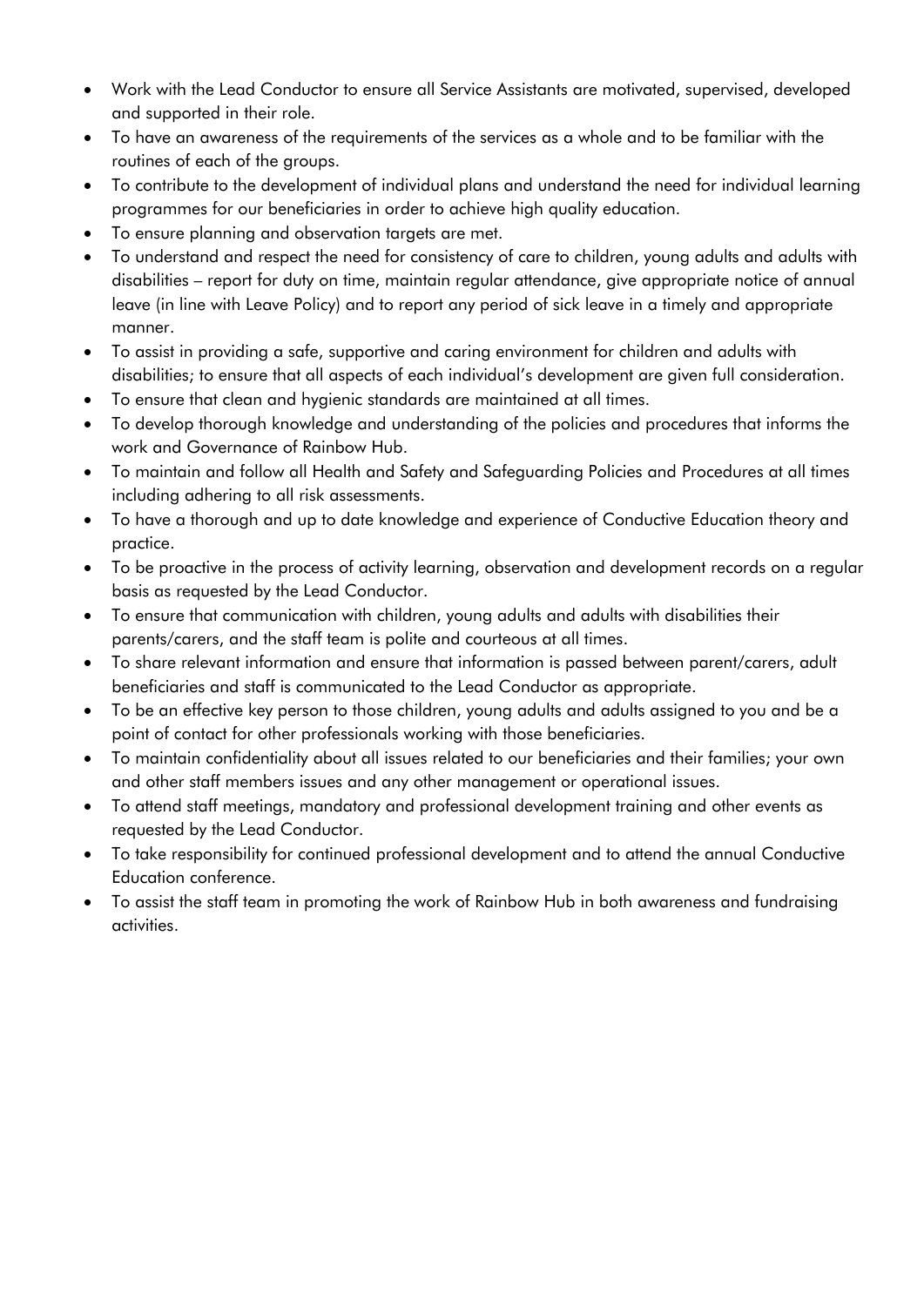- Work with the Lead Conductor to ensure all Service Assistants are motivated, supervised, developed and supported in their role.
- To have an awareness of the requirements of the services as a whole and to be familiar with the routines of each of the groups.
- To contribute to the development of individual plans and understand the need for individual learning programmes for our beneficiaries in order to achieve high quality education.
- To ensure planning and observation targets are met.
- To understand and respect the need for consistency of care to children, young adults and adults with disabilities – report for duty on time, maintain regular attendance, give appropriate notice of annual leave (in line with Leave Policy) and to report any period of sick leave in a timely and appropriate manner.
- To assist in providing a safe, supportive and caring environment for children and adults with disabilities; to ensure that all aspects of each individual's development are given full consideration.
- To ensure that clean and hygienic standards are maintained at all times.
- To develop thorough knowledge and understanding of the policies and procedures that informs the work and Governance of Rainbow Hub.
- To maintain and follow all Health and Safety and Safeguarding Policies and Procedures at all times including adhering to all risk assessments.
- To have a thorough and up to date knowledge and experience of Conductive Education theory and practice.
- To be proactive in the process of activity learning, observation and development records on a regular basis as requested by the Lead Conductor.
- To ensure that communication with children, young adults and adults with disabilities their parents/carers, and the staff team is polite and courteous at all times.
- To share relevant information and ensure that information is passed between parent/carers, adult beneficiaries and staff is communicated to the Lead Conductor as appropriate.
- To be an effective key person to those children, young adults and adults assigned to you and be a point of contact for other professionals working with those beneficiaries.
- To maintain confidentiality about all issues related to our beneficiaries and their families; your own and other staff members issues and any other management or operational issues.
- To attend staff meetings, mandatory and professional development training and other events as requested by the Lead Conductor.
- To take responsibility for continued professional development and to attend the annual Conductive Education conference.
- To assist the staff team in promoting the work of Rainbow Hub in both awareness and fundraising activities.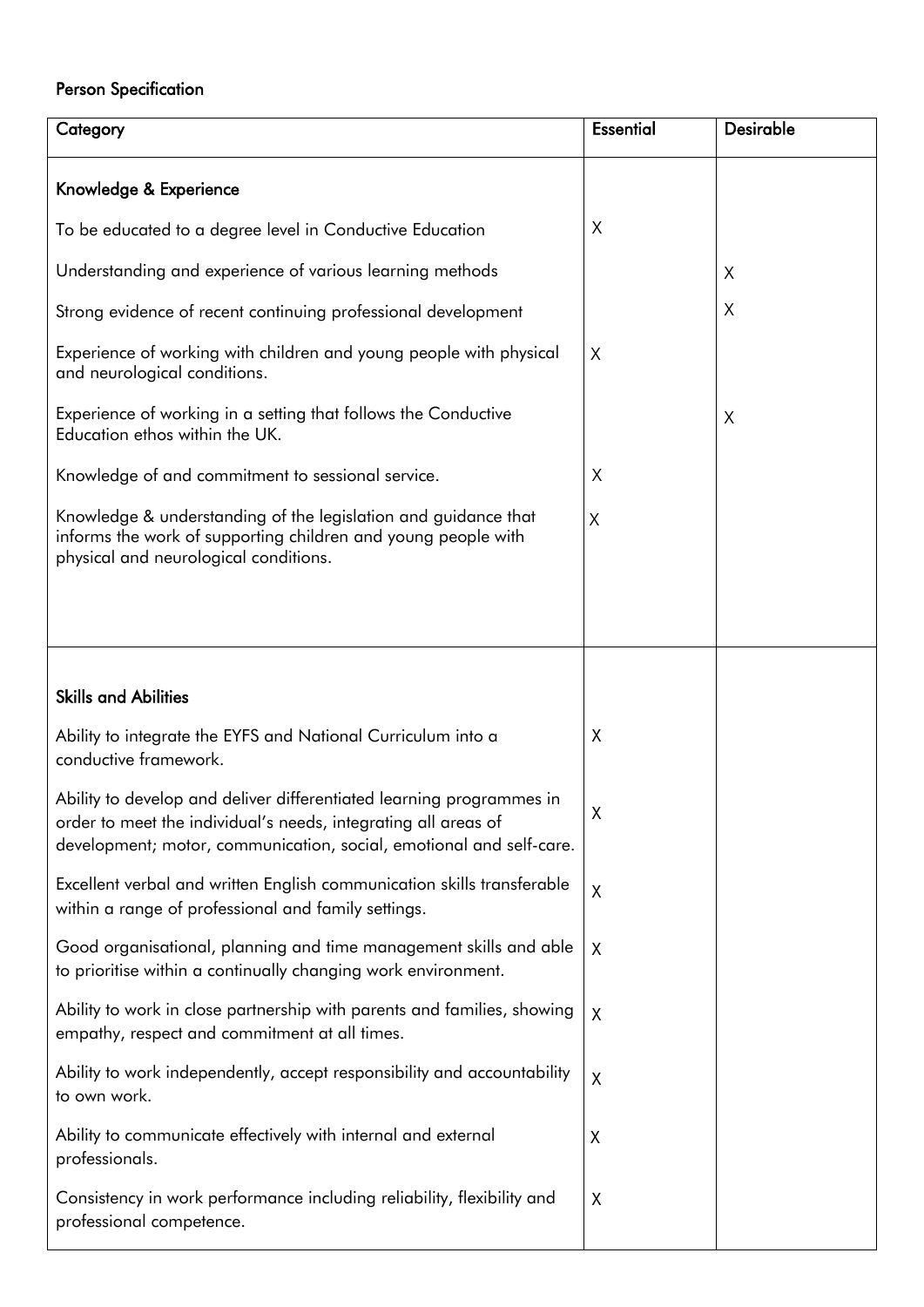**Person Specification**

| Category | Essential | Desirable |
|---|---|---|
| **Knowledge & Experience** | | |
| To be educated to a degree level in Conductive Education | X | |
| Understanding and experience of various learning methods | | X |
| Strong evidence of recent continuing professional development | | X |
| Experience of working with children and young people with physical and neurological conditions. | X | |
| Experience of working in a setting that follows the Conductive Education ethos within the UK. | | X |
| Knowledge of and commitment to sessional service. | X | |
| Knowledge & understanding of the legislation and guidance that informs the work of supporting children and young people with physical and neurological conditions. | X | |
| **Skills and Abilities** | | |
| Ability to integrate the EYFS and National Curriculum into a conductive framework. | X | |
| Ability to develop and deliver differentiated learning programmes in order to meet the individual's needs, integrating all areas of development; motor, communication, social, emotional and self-care. | X | |
| Excellent verbal and written English communication skills transferable within a range of professional and family settings. | X | |
| Good organisational, planning and time management skills and able to prioritise within a continually changing work environment. | X | |
| Ability to work in close partnership with parents and families, showing empathy, respect and commitment at all times. | X | |
| Ability to work independently, accept responsibility and accountability to own work. | X | |
| Ability to communicate effectively with internal and external professionals. | X | |
| Consistency in work performance including reliability, flexibility and professional competence. | X | |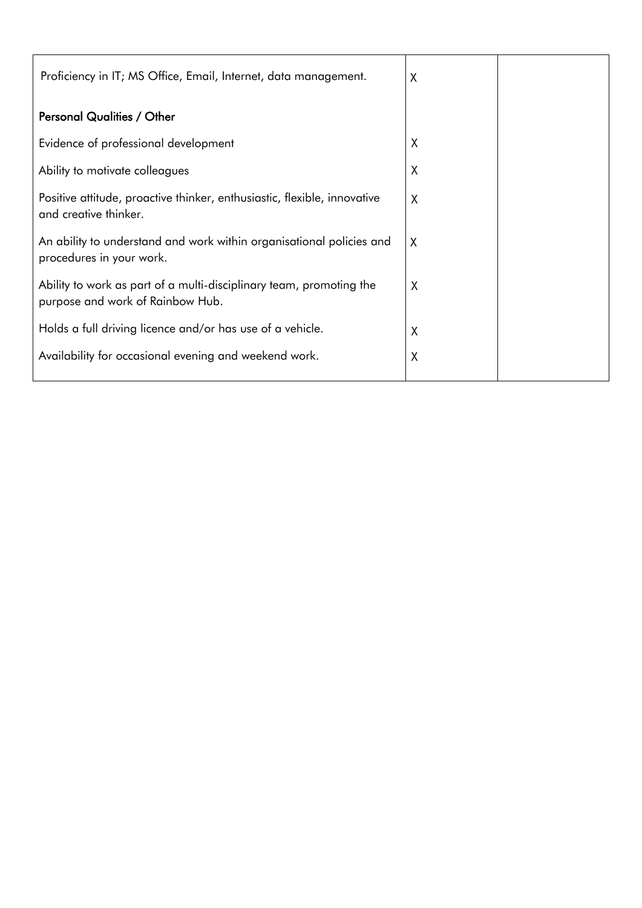| | | |
|---|---|---|
| Proficiency in IT; MS Office, Email, Internet, data management. | X | |
| **Personal Qualities / Other** | | |
| Evidence of professional development | X | |
| Ability to motivate colleagues | X | |
| Positive attitude, proactive thinker, enthusiastic, flexible, innovative and creative thinker. | X | |
| An ability to understand and work within organisational policies and procedures in your work. | X | |
| Ability to work as part of a multi-disciplinary team, promoting the purpose and work of Rainbow Hub. | X | |
| Holds a full driving licence and/or has use of a vehicle. | X | |
| Availability for occasional evening and weekend work. | X | |